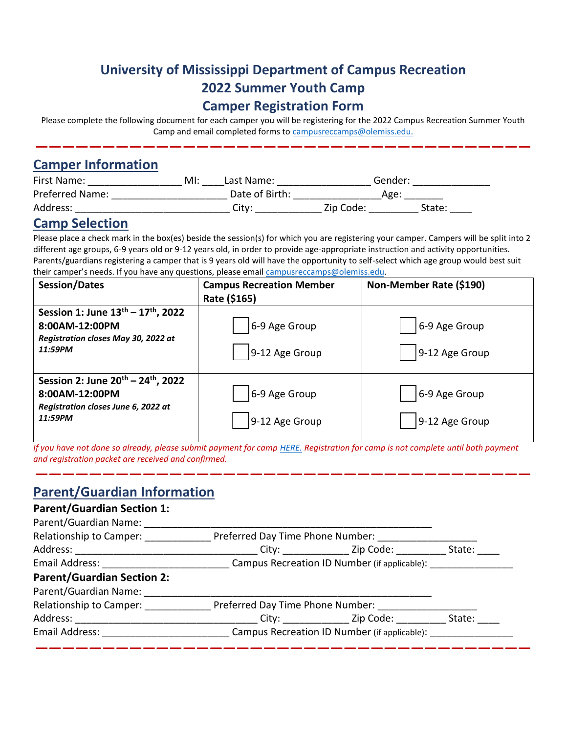# University of Mississippi Department of Campus Recreation
# 2022 Summer Youth Camp
# Camper Registration Form

Please complete the following document for each camper you will be registering for the 2022 Campus Recreation Summer Youth Camp and email completed forms to campusreccamps@olemiss.edu.

## Camper Information

First Name: ________________ MI: ____Last Name: ________________ Gender: _____________

Preferred Name: ____________________ Date of Birth: ________________Age: _______

Address: ___________________________ City: ___________ Zip Code: _________ State: ____

## Camp Selection

Please place a check mark in the box(es) beside the session(s) for which you are registering your camper. Campers will be split into 2 different age groups, 6-9 years old or 9-12 years old, in order to provide age-appropriate instruction and activity opportunities. Parents/guardians registering a camper that is 9 years old will have the opportunity to self-select which age group would best suit their camper's needs. If you have any questions, please email campusreccamps@olemiss.edu.

| Session/Dates | Campus Recreation Member Rate ($165) | Non-Member Rate ($190) |
|---|---|---|
| **Session 1: June 13th – 17th, 2022 8:00AM-12:00PM** ***Registration closes May 30, 2022 at 11:59PM*** | ☐ 6-9 Age Group ☐ 9-12 Age Group | ☐ 6-9 Age Group ☐ 9-12 Age Group |
| **Session 2: June 20th – 24th, 2022 8:00AM-12:00PM** ***Registration closes June 6, 2022 at 11:59PM*** | ☐ 6-9 Age Group ☐ 9-12 Age Group | ☐ 6-9 Age Group ☐ 9-12 Age Group |

*If you have not done so already, please submit payment for camp HERE. Registration for camp is not complete until both payment and registration packet are received and confirmed.*

## Parent/Guardian Information

### Parent/Guardian Section 1:

Parent/Guardian Name: ____________________________________________________

Relationship to Camper: ____________ Preferred Day Time Phone Number: __________________

Address: _________________________________ City: ___________ Zip Code: _________ State: ____

Email Address: _______________________ Campus Recreation ID Number (if applicable): _______________

### Parent/Guardian Section 2:

Parent/Guardian Name: ____________________________________________________

Relationship to Camper: ____________ Preferred Day Time Phone Number: __________________

Address: _________________________________ City: ___________ Zip Code: _________ State: ____

Email Address: _______________________ Campus Recreation ID Number (if applicable): _______________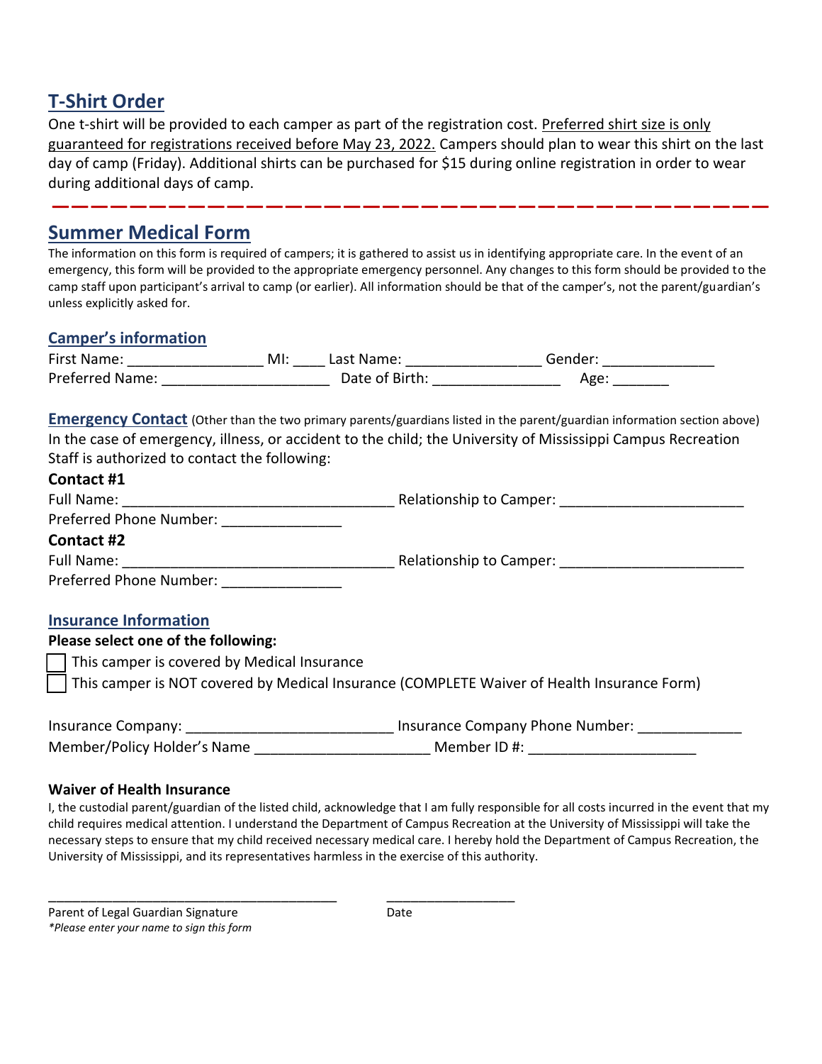## T-Shirt Order

One t-shirt will be provided to each camper as part of the registration cost. Preferred shirt size is only guaranteed for registrations received before May 23, 2022. Campers should plan to wear this shirt on the last day of camp (Friday). Additional shirts can be purchased for $15 during online registration in order to wear during additional days of camp.

---

## Summer Medical Form

The information on this form is required of campers; it is gathered to assist us in identifying appropriate care. In the event of an emergency, this form will be provided to the appropriate emergency personnel. Any changes to this form should be provided to the camp staff upon participant's arrival to camp (or earlier). All information should be that of the camper's, not the parent/guardian's unless explicitly asked for.

### Camper's information

First Name: ________________ MI: ____ Last Name: ________________ Gender: _____________

Preferred Name: ____________________ Date of Birth: _______________ Age: _______

### Emergency Contact

(Other than the two primary parents/guardians listed in the parent/guardian information section above)

In the case of emergency, illness, or accident to the child; the University of Mississippi Campus Recreation Staff is authorized to contact the following:

**Contact #1**

Full Name: _________________________________ Relationship to Camper: ______________________

Preferred Phone Number: ______________

**Contact #2**

Full Name: _________________________________ Relationship to Camper: ______________________

Preferred Phone Number: ______________

### Insurance Information

**Please select one of the following:**

- ☐ This camper is covered by Medical Insurance
- ☐ This camper is NOT covered by Medical Insurance (COMPLETE Waiver of Health Insurance Form)

Insurance Company: _________________________ Insurance Company Phone Number: ____________

Member/Policy Holder's Name _____________________ Member ID #: ____________________

**Waiver of Health Insurance**

I, the custodial parent/guardian of the listed child, acknowledge that I am fully responsible for all costs incurred in the event that my child requires medical attention. I understand the Department of Campus Recreation at the University of Mississippi will take the necessary steps to ensure that my child received necessary medical care. I hereby hold the Department of Campus Recreation, the University of Mississippi, and its representatives harmless in the exercise of this authority.

_______________________________________ _________________

Parent of Legal Guardian Signature Date

*\*Please enter your name to sign this form*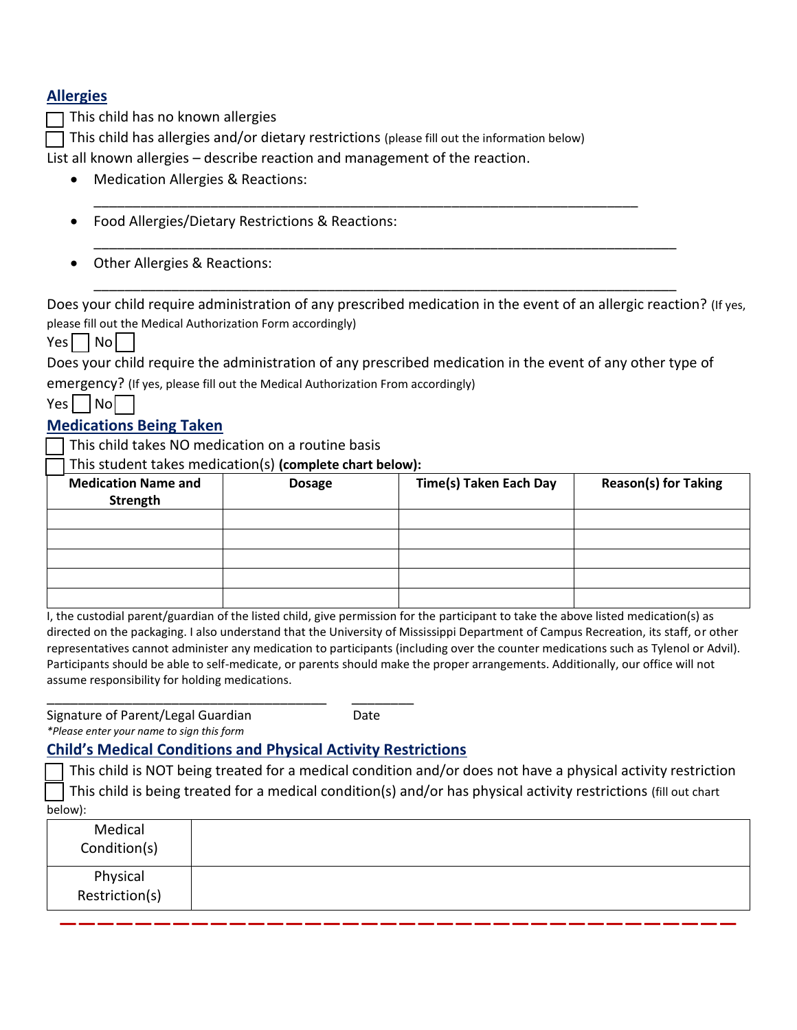## Allergies

☐ This child has no known allergies

☐ This child has allergies and/or dietary restrictions (please fill out the information below)

List all known allergies – describe reaction and management of the reaction.

- Medication Allergies & Reactions:

  ___________________________________________________________________________

- Food Allergies/Dietary Restrictions & Reactions:

  ________________________________________________________________________________

- Other Allergies & Reactions:

  ________________________________________________________________________________

Does your child require administration of any prescribed medication in the event of an allergic reaction? (If yes, please fill out the Medical Authorization Form accordingly)

Yes ☐ No ☐

Does your child require the administration of any prescribed medication in the event of any other type of emergency? (If yes, please fill out the Medical Authorization From accordingly)

Yes ☐ No ☐

## Medications Being Taken

☐ This child takes NO medication on a routine basis

☐ This student takes medication(s) **(complete chart below):**

| Medication Name and Strength | Dosage | Time(s) Taken Each Day | Reason(s) for Taking |
|---|---|---|---|
| | | | |
| | | | |
| | | | |
| | | | |
| | | | |

I, the custodial parent/guardian of the listed child, give permission for the participant to take the above listed medication(s) as directed on the packaging. I also understand that the University of Mississippi Department of Campus Recreation, its staff, or other representatives cannot administer any medication to participants (including over the counter medications such as Tylenol or Advil). Participants should be able to self-medicate, or parents should make the proper arrangements. Additionally, our office will not assume responsibility for holding medications.

_______________________________________ _________

Signature of Parent/Legal Guardian Date

*\*Please enter your name to sign this form*

## Child's Medical Conditions and Physical Activity Restrictions

☐ This child is NOT being treated for a medical condition and/or does not have a physical activity restriction

☐ This child is being treated for a medical condition(s) and/or has physical activity restrictions (fill out chart below):

| Medical Condition(s) | |
|---|---|
| Physical Restriction(s) | |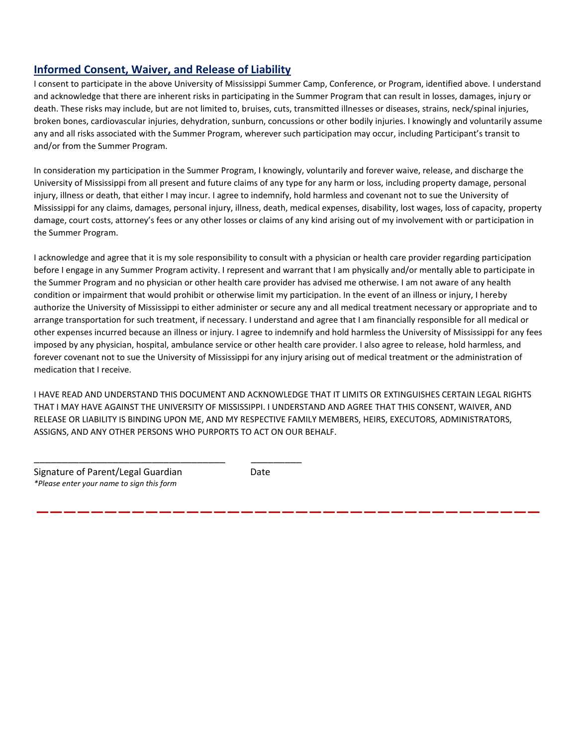## Informed Consent, Waiver, and Release of Liability

I consent to participate in the above University of Mississippi Summer Camp, Conference, or Program, identified above. I understand and acknowledge that there are inherent risks in participating in the Summer Program that can result in losses, damages, injury or death. These risks may include, but are not limited to, bruises, cuts, transmitted illnesses or diseases, strains, neck/spinal injuries, broken bones, cardiovascular injuries, dehydration, sunburn, concussions or other bodily injuries. I knowingly and voluntarily assume any and all risks associated with the Summer Program, wherever such participation may occur, including Participant's transit to and/or from the Summer Program.

In consideration my participation in the Summer Program, I knowingly, voluntarily and forever waive, release, and discharge the University of Mississippi from all present and future claims of any type for any harm or loss, including property damage, personal injury, illness or death, that either I may incur. I agree to indemnify, hold harmless and covenant not to sue the University of Mississippi for any claims, damages, personal injury, illness, death, medical expenses, disability, lost wages, loss of capacity, property damage, court costs, attorney's fees or any other losses or claims of any kind arising out of my involvement with or participation in the Summer Program.

I acknowledge and agree that it is my sole responsibility to consult with a physician or health care provider regarding participation before I engage in any Summer Program activity. I represent and warrant that I am physically and/or mentally able to participate in the Summer Program and no physician or other health care provider has advised me otherwise. I am not aware of any health condition or impairment that would prohibit or otherwise limit my participation. In the event of an illness or injury, I hereby authorize the University of Mississippi to either administer or secure any and all medical treatment necessary or appropriate and to arrange transportation for such treatment, if necessary. I understand and agree that I am financially responsible for all medical or other expenses incurred because an illness or injury. I agree to indemnify and hold harmless the University of Mississippi for any fees imposed by any physician, hospital, ambulance service or other health care provider. I also agree to release, hold harmless, and forever covenant not to sue the University of Mississippi for any injury arising out of medical treatment or the administration of medication that I receive.

I HAVE READ AND UNDERSTAND THIS DOCUMENT AND ACKNOWLEDGE THAT IT LIMITS OR EXTINGUISHES CERTAIN LEGAL RIGHTS THAT I MAY HAVE AGAINST THE UNIVERSITY OF MISSISSIPPI. I UNDERSTAND AND AGREE THAT THIS CONSENT, WAIVER, AND RELEASE OR LIABILITY IS BINDING UPON ME, AND MY RESPECTIVE FAMILY MEMBERS, HEIRS, EXECUTORS, ADMINISTRATORS, ASSIGNS, AND ANY OTHER PERSONS WHO PURPORTS TO ACT ON OUR BEHALF.

\_\_\_\_\_\_\_\_\_\_\_\_\_\_\_\_\_\_\_\_\_\_\_\_\_\_\_\_\_\_\_\_\_\_\_\_\_\_ \_\_\_\_\_\_\_\_\_\_

Signature of Parent/Legal Guardian Date

*\*Please enter your name to sign this form*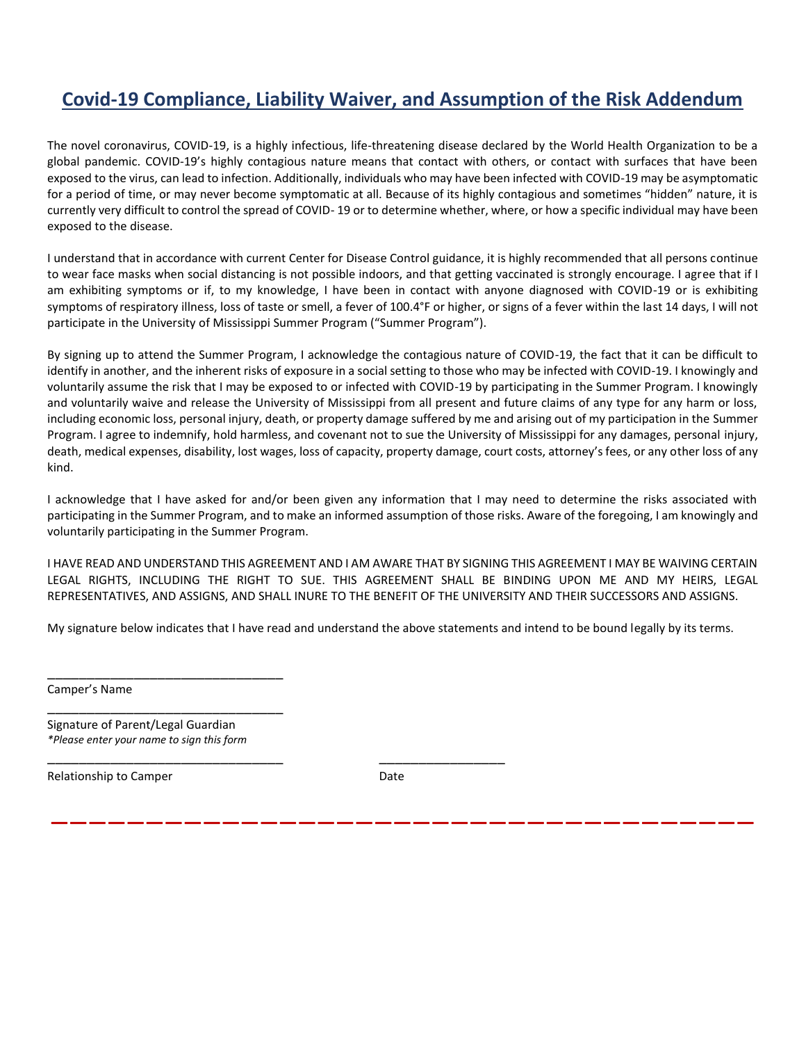# Covid-19 Compliance, Liability Waiver, and Assumption of the Risk Addendum

The novel coronavirus, COVID-19, is a highly infectious, life-threatening disease declared by the World Health Organization to be a global pandemic. COVID-19's highly contagious nature means that contact with others, or contact with surfaces that have been exposed to the virus, can lead to infection. Additionally, individuals who may have been infected with COVID-19 may be asymptomatic for a period of time, or may never become symptomatic at all. Because of its highly contagious and sometimes "hidden" nature, it is currently very difficult to control the spread of COVID- 19 or to determine whether, where, or how a specific individual may have been exposed to the disease.

I understand that in accordance with current Center for Disease Control guidance, it is highly recommended that all persons continue to wear face masks when social distancing is not possible indoors, and that getting vaccinated is strongly encourage. I agree that if I am exhibiting symptoms or if, to my knowledge, I have been in contact with anyone diagnosed with COVID-19 or is exhibiting symptoms of respiratory illness, loss of taste or smell, a fever of 100.4°F or higher, or signs of a fever within the last 14 days, I will not participate in the University of Mississippi Summer Program ("Summer Program").

By signing up to attend the Summer Program, I acknowledge the contagious nature of COVID-19, the fact that it can be difficult to identify in another, and the inherent risks of exposure in a social setting to those who may be infected with COVID-19. I knowingly and voluntarily assume the risk that I may be exposed to or infected with COVID-19 by participating in the Summer Program. I knowingly and voluntarily waive and release the University of Mississippi from all present and future claims of any type for any harm or loss, including economic loss, personal injury, death, or property damage suffered by me and arising out of my participation in the Summer Program. I agree to indemnify, hold harmless, and covenant not to sue the University of Mississippi for any damages, personal injury, death, medical expenses, disability, lost wages, loss of capacity, property damage, court costs, attorney's fees, or any other loss of any kind.

I acknowledge that I have asked for and/or been given any information that I may need to determine the risks associated with participating in the Summer Program, and to make an informed assumption of those risks. Aware of the foregoing, I am knowingly and voluntarily participating in the Summer Program.

I HAVE READ AND UNDERSTAND THIS AGREEMENT AND I AM AWARE THAT BY SIGNING THIS AGREEMENT I MAY BE WAIVING CERTAIN LEGAL RIGHTS, INCLUDING THE RIGHT TO SUE. THIS AGREEMENT SHALL BE BINDING UPON ME AND MY HEIRS, LEGAL REPRESENTATIVES, AND ASSIGNS, AND SHALL INURE TO THE BENEFIT OF THE UNIVERSITY AND THEIR SUCCESSORS AND ASSIGNS.

My signature below indicates that I have read and understand the above statements and intend to be bound legally by its terms.

___________________________________
Camper's Name

___________________________________
Signature of Parent/Legal Guardian
*\*Please enter your name to sign this form*

___________________________________ ___________________
Relationship to Camper Date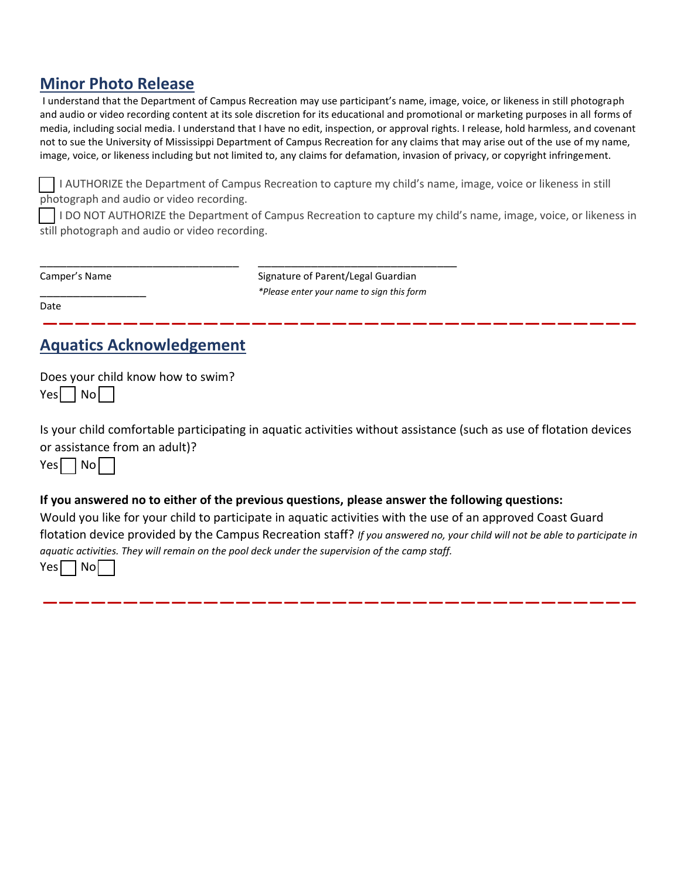## Minor Photo Release

I understand that the Department of Campus Recreation may use participant's name, image, voice, or likeness in still photograph and audio or video recording content at its sole discretion for its educational and promotional or marketing purposes in all forms of media, including social media. I understand that I have no edit, inspection, or approval rights. I release, hold harmless, and covenant not to sue the University of Mississippi Department of Campus Recreation for any claims that may arise out of the use of my name, image, voice, or likeness including but not limited to, any claims for defamation, invasion of privacy, or copyright infringement.

☐ I AUTHORIZE the Department of Campus Recreation to capture my child's name, image, voice or likeness in still photograph and audio or video recording.

☐ I DO NOT AUTHORIZE the Department of Campus Recreation to capture my child's name, image, voice, or likeness in still photograph and audio or video recording.

_________________________________ &nbsp;&nbsp;&nbsp; _________________________________

Camper's Name &nbsp;&nbsp;&nbsp; Signature of Parent/Legal Guardian

*\*Please enter your name to sign this form*

_________________

Date

---

## Aquatics Acknowledgement

Does your child know how to swim?

Yes ☐ No ☐

Is your child comfortable participating in aquatic activities without assistance (such as use of flotation devices or assistance from an adult)?

Yes ☐ No ☐

**If you answered no to either of the previous questions, please answer the following questions:**

Would you like for your child to participate in aquatic activities with the use of an approved Coast Guard flotation device provided by the Campus Recreation staff? *If you answered no, your child will not be able to participate in aquatic activities. They will remain on the pool deck under the supervision of the camp staff.*

Yes ☐ No ☐

---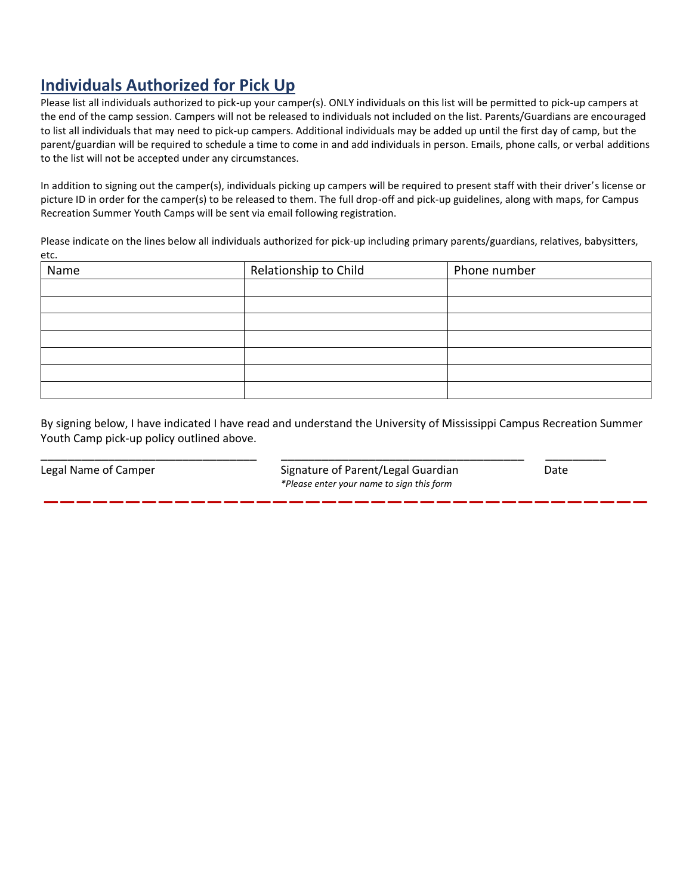## Individuals Authorized for Pick Up

Please list all individuals authorized to pick-up your camper(s). ONLY individuals on this list will be permitted to pick-up campers at the end of the camp session. Campers will not be released to individuals not included on the list. Parents/Guardians are encouraged to list all individuals that may need to pick-up campers. Additional individuals may be added up until the first day of camp, but the parent/guardian will be required to schedule a time to come in and add individuals in person. Emails, phone calls, or verbal additions to the list will not be accepted under any circumstances.

In addition to signing out the camper(s), individuals picking up campers will be required to present staff with their driver's license or picture ID in order for the camper(s) to be released to them. The full drop-off and pick-up guidelines, along with maps, for Campus Recreation Summer Youth Camps will be sent via email following registration.

Please indicate on the lines below all individuals authorized for pick-up including primary parents/guardians, relatives, babysitters, etc.

| Name | Relationship to Child | Phone number |
|---|---|---|
| | | |
| | | |
| | | |
| | | |
| | | |
| | | |
| | | |

By signing below, I have indicated I have read and understand the University of Mississippi Campus Recreation Summer Youth Camp pick-up policy outlined above.

___________________________________ ________________________________________ __________

Legal Name of Camper Signature of Parent/Legal Guardian Date

*\*Please enter your name to sign this form*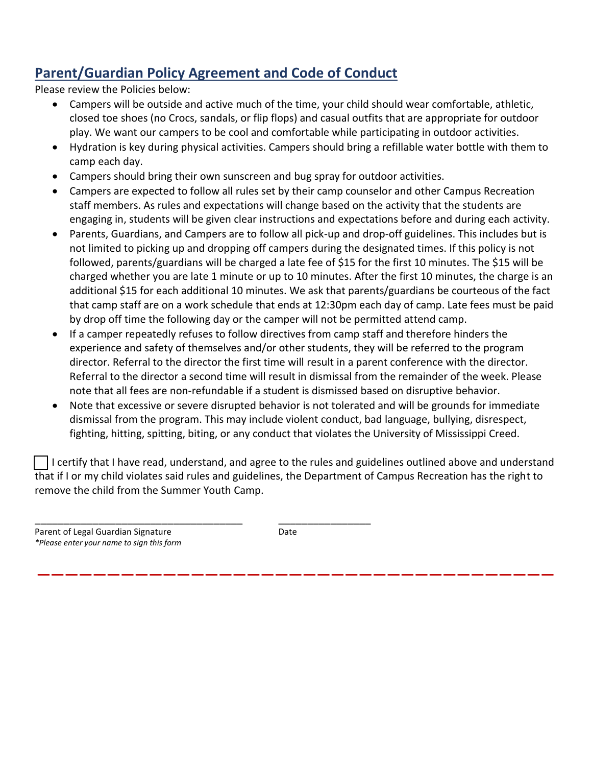## Parent/Guardian Policy Agreement and Code of Conduct

Please review the Policies below:

- Campers will be outside and active much of the time, your child should wear comfortable, athletic, closed toe shoes (no Crocs, sandals, or flip flops) and casual outfits that are appropriate for outdoor play. We want our campers to be cool and comfortable while participating in outdoor activities.
- Hydration is key during physical activities. Campers should bring a refillable water bottle with them to camp each day.
- Campers should bring their own sunscreen and bug spray for outdoor activities.
- Campers are expected to follow all rules set by their camp counselor and other Campus Recreation staff members. As rules and expectations will change based on the activity that the students are engaging in, students will be given clear instructions and expectations before and during each activity.
- Parents, Guardians, and Campers are to follow all pick-up and drop-off guidelines. This includes but is not limited to picking up and dropping off campers during the designated times. If this policy is not followed, parents/guardians will be charged a late fee of $15 for the first 10 minutes. The $15 will be charged whether you are late 1 minute or up to 10 minutes. After the first 10 minutes, the charge is an additional $15 for each additional 10 minutes. We ask that parents/guardians be courteous of the fact that camp staff are on a work schedule that ends at 12:30pm each day of camp. Late fees must be paid by drop off time the following day or the camper will not be permitted attend camp.
- If a camper repeatedly refuses to follow directives from camp staff and therefore hinders the experience and safety of themselves and/or other students, they will be referred to the program director. Referral to the director the first time will result in a parent conference with the director. Referral to the director a second time will result in dismissal from the remainder of the week. Please note that all fees are non-refundable if a student is dismissed based on disruptive behavior.
- Note that excessive or severe disrupted behavior is not tolerated and will be grounds for immediate dismissal from the program. This may include violent conduct, bad language, bullying, disrespect, fighting, hitting, spitting, biting, or any conduct that violates the University of Mississippi Creed.

☐ I certify that I have read, understand, and agree to the rules and guidelines outlined above and understand that if I or my child violates said rules and guidelines, the Department of Campus Recreation has the right to remove the child from the Summer Youth Camp.

_______________________________________ _________________

Parent of Legal Guardian Signature Date

*\*Please enter your name to sign this form*